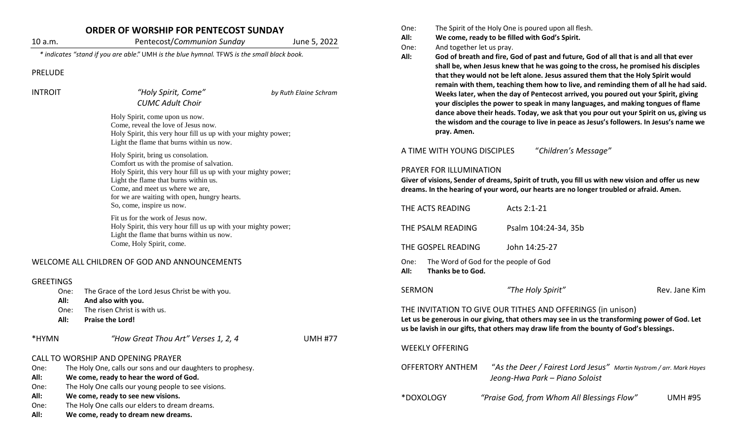# ORDER OF WORSHIP FOR PENTECOST SUNDAY

10 a.m. Pentecost/*Communion Sunday* June 5, 2022

*\* indicates "stand if you are able." UMH is the blue hymnal. TFWS is the small black book.*

PRELUDE

INTROIT *"Holy Spirit, Come"* *by Ruth Elaine Schram*
*CUMC Adult Choir*

Holy Spirit, come upon us now.
Come, reveal the love of Jesus now.
Holy Spirit, this very hour fill us up with your mighty power;
Light the flame that burns within us now.

Holy Spirit, bring us consolation.
Comfort us with the promise of salvation.
Holy Spirit, this very hour fill us up with your mighty power;
Light the flame that burns within us.
Come, and meet us where we are,
for we are waiting with open, hungry hearts.
So, come, inspire us now.

Fit us for the work of Jesus now.
Holy Spirit, this very hour fill us up with your mighty power;
Light the flame that burns within us now.
Come, Holy Spirit, come.

WELCOME ALL CHILDREN OF GOD AND ANNOUNCEMENTS

GREETINGS

One: The Grace of the Lord Jesus Christ be with you.
**All: And also with you.**
One: The risen Christ is with us.
**All: Praise the Lord!**

*HYMN *"How Great Thou Art" Verses 1, 2, 4* UMH #77

CALL TO WORSHIP AND OPENING PRAYER

One: The Holy One, calls our sons and our daughters to prophesy.
**All: We come, ready to hear the word of God.**
One: The Holy One calls our young people to see visions.
**All: We come, ready to see new visions.**
One: The Holy One calls our elders to dream dreams.
**All: We come, ready to dream new dreams.**
One: The Spirit of the Holy One is poured upon all flesh.
**All: We come, ready to be filled with God's Spirit.**
One: And together let us pray.
**All: God of breath and fire, God of past and future, God of all that is and all that ever shall be, when Jesus knew that he was going to the cross, he promised his disciples that they would not be left alone. Jesus assured them that the Holy Spirit would remain with them, teaching them how to live, and reminding them of all he had said. Weeks later, when the day of Pentecost arrived, you poured out your Spirit, giving your disciples the power to speak in many languages, and making tongues of flame dance above their heads. Today, we ask that you pour out your Spirit on us, giving us the wisdom and the courage to live in peace as Jesus's followers. In Jesus's name we pray. Amen.**

A TIME WITH YOUNG DISCIPLES "*Children's Message"*

PRAYER FOR ILLUMINATION

**Giver of visions, Sender of dreams, Spirit of truth, you fill us with new vision and offer us new dreams. In the hearing of your word, our hearts are no longer troubled or afraid. Amen.**

THE ACTS READING Acts 2:1-21

THE PSALM READING Psalm 104:24-34, 35b

THE GOSPEL READING John 14:25-27

One: The Word of God for the people of God
**All: Thanks be to God.**

SERMON *"The Holy Spirit"* Rev. Jane Kim

THE INVITATION TO GIVE OUR TITHES AND OFFERINGS (in unison)

**Let us be generous in our giving, that others may see in us the transforming power of God. Let us be lavish in our gifts, that others may draw life from the bounty of God's blessings.**

WEEKLY OFFERING

OFFERTORY ANTHEM "*As the Deer / Fairest Lord Jesus"* *Martin Nystrom / arr. Mark Hayes*
*Jeong-Hwa Park – Piano Soloist*

*DOXOLOGY *"Praise God, from Whom All Blessings Flow"* UMH #95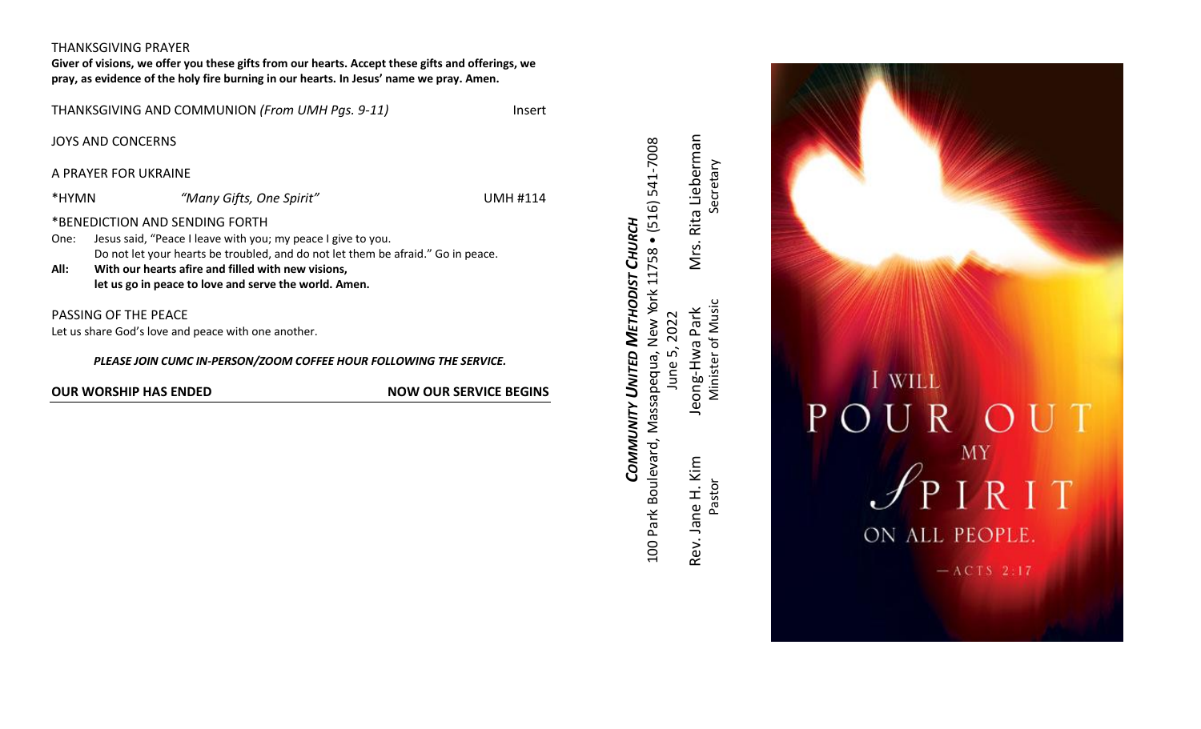THANKSGIVING PRAYER

**Giver of visions, we offer you these gifts from our hearts. Accept these gifts and offerings, we pray, as evidence of the holy fire burning in our hearts. In Jesus' name we pray. Amen.**

THANKSGIVING AND COMMUNION *(From UMH Pgs. 9-11)* Insert

JOYS AND CONCERNS

A PRAYER FOR UKRAINE

*HYMN *"Many Gifts, One Spirit"* UMH #114

*BENEDICTION AND SENDING FORTH

One: Jesus said, "Peace I leave with you; my peace I give to you. Do not let your hearts be troubled, and do not let them be afraid." Go in peace.

**All: With our hearts afire and filled with new visions, let us go in peace to love and serve the world. Amen.**

PASSING OF THE PEACE

Let us share God's love and peace with one another.

***PLEASE JOIN CUMC IN-PERSON/ZOOM COFFEE HOUR FOLLOWING THE SERVICE.***

**OUR WORSHIP HAS ENDED** **NOW OUR SERVICE BEGINS**

***COMMUNITY UNITED METHODIST CHURCH***

100 Park Boulevard, Massapequa, New York 11758 • (516) 541-7008

June 5, 2022

Rev. Jane H. Kim
Pastor

Jeong-Hwa Park
Minister of Music

Mrs. Rita Lieberman
Secretary

I WILL POUR OUT MY SPIRIT ON ALL PEOPLE.

— ACTS 2:17